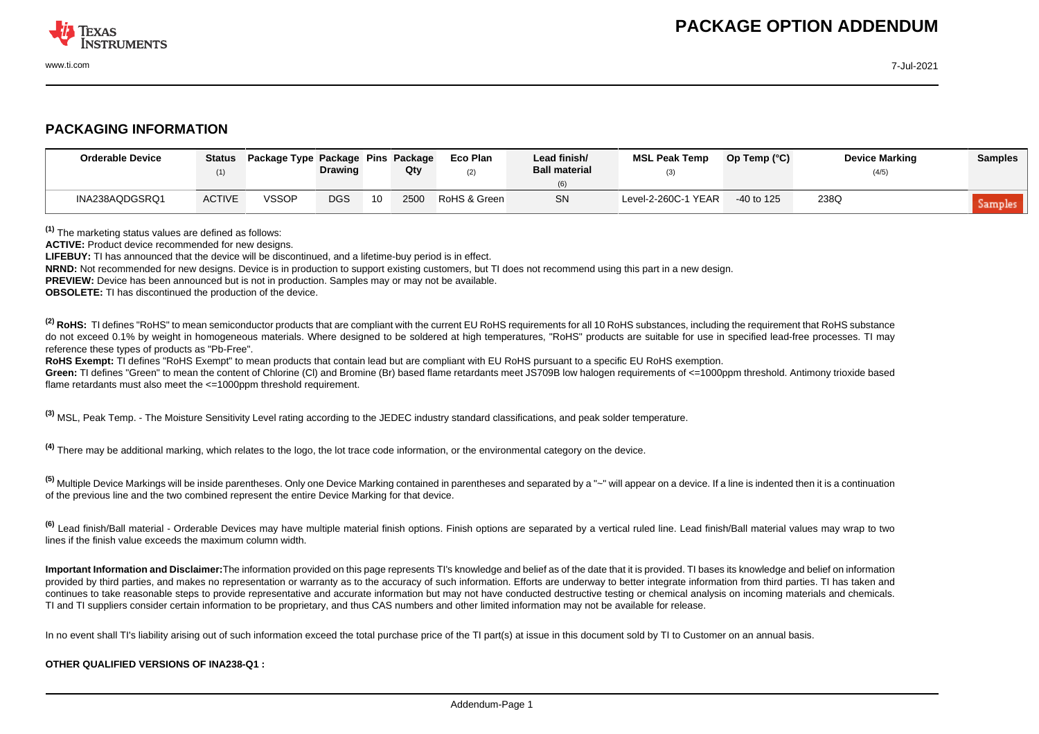## PACKAGING INFORMATION

| Orderable Device | Status (1) | Package Type | Package Drawing | Pins | Package Qty | Eco Plan (2) | Lead finish/ Ball material (6) | MSL Peak Temp (3) | Op Temp (°C) | Device Marking (4/5) | Samples |
|---|---|---|---|---|---|---|---|---|---|---|---|
| INA238AQDGSRQ1 | ACTIVE | VSSOP | DGS | 10 | 2500 | RoHS & Green | SN | Level-2-260C-1 YEAR | -40 to 125 | 238Q | Samples |

[1] The marketing status values are defined as follows:
**ACTIVE:** Product device recommended for new designs.
**LIFEBUY:** TI has announced that the device will be discontinued, and a lifetime-buy period is in effect.
**NRND:** Not recommended for new designs. Device is in production to support existing customers, but TI does not recommend using this part in a new design.
**PREVIEW:** Device has been announced but is not in production. Samples may or may not be available.
**OBSOLETE:** TI has discontinued the production of the device.

[2] **RoHS:** TI defines "RoHS" to mean semiconductor products that are compliant with the current EU RoHS requirements for all 10 RoHS substances, including the requirement that RoHS substance do not exceed 0.1% by weight in homogeneous materials. Where designed to be soldered at high temperatures, "RoHS" products are suitable for use in specified lead-free processes. TI may reference these types of products as "Pb-Free".
**RoHS Exempt:** TI defines "RoHS Exempt" to mean products that contain lead but are compliant with EU RoHS pursuant to a specific EU RoHS exemption.
**Green:** TI defines "Green" to mean the content of Chlorine (Cl) and Bromine (Br) based flame retardants meet JS709B low halogen requirements of <=1000ppm threshold. Antimony trioxide based flame retardants must also meet the <=1000ppm threshold requirement.

[3] MSL, Peak Temp. - The Moisture Sensitivity Level rating according to the JEDEC industry standard classifications, and peak solder temperature.

[4] There may be additional marking, which relates to the logo, the lot trace code information, or the environmental category on the device.

[5] Multiple Device Markings will be inside parentheses. Only one Device Marking contained in parentheses and separated by a "~" will appear on a device. If a line is indented then it is a continuation of the previous line and the two combined represent the entire Device Marking for that device.

[6] Lead finish/Ball material - Orderable Devices may have multiple material finish options. Finish options are separated by a vertical ruled line. Lead finish/Ball material values may wrap to two lines if the finish value exceeds the maximum column width.

**Important Information and Disclaimer:** The information provided on this page represents TI's knowledge and belief as of the date that it is provided. TI bases its knowledge and belief on information provided by third parties, and makes no representation or warranty as to the accuracy of such information. Efforts are underway to better integrate information from third parties. TI has taken and continues to take reasonable steps to provide representative and accurate information but may not have conducted destructive testing or chemical analysis on incoming materials and chemicals. TI and TI suppliers consider certain information to be proprietary, and thus CAS numbers and other limited information may not be available for release.

In no event shall TI's liability arising out of such information exceed the total purchase price of the TI part(s) at issue in this document sold by TI to Customer on an annual basis.

**OTHER QUALIFIED VERSIONS OF INA238-Q1 :**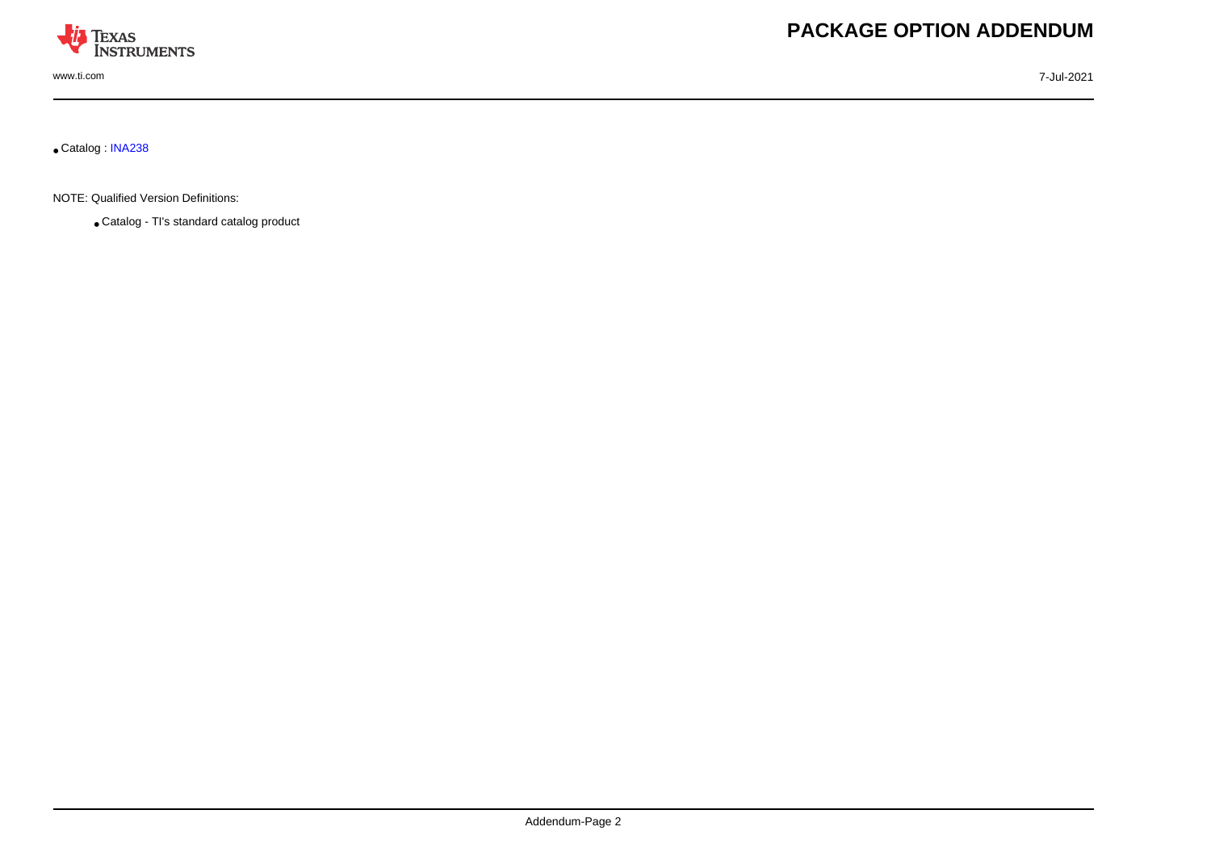- Catalog : INA238

NOTE: Qualified Version Definitions:

- Catalog - TI's standard catalog product